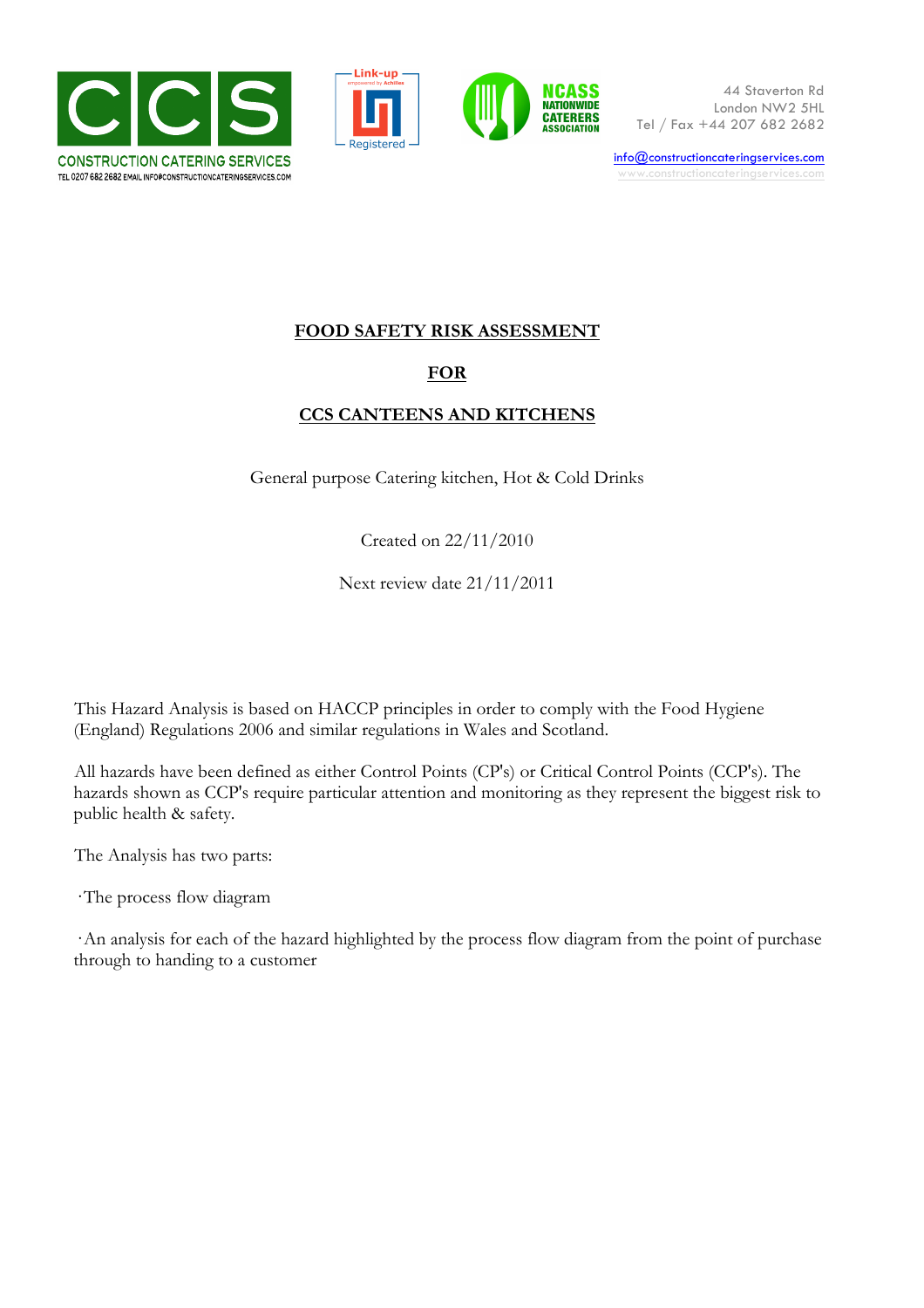CONSTRUCTION CATERING SERVICES
TEL 0207 682 2682 EMAIL INFO@CONSTRUCTIONCATERINGSERVICES.COM

44 Staverton Rd
London NW2 5HL
Tel / Fax +44 207 682 2682

info@constructioncateringservices.com
www.constructioncateringservices.com

# FOOD SAFETY RISK ASSESSMENT

# FOR

# CCS CANTEENS AND KITCHENS

General purpose Catering kitchen, Hot & Cold Drinks

Created on 22/11/2010

Next review date 21/11/2011

This Hazard Analysis is based on HACCP principles in order to comply with the Food Hygiene (England) Regulations 2006 and similar regulations in Wales and Scotland.

All hazards have been defined as either Control Points (CP's) or Critical Control Points (CCP's). The hazards shown as CCP's require particular attention and monitoring as they represent the biggest risk to public health & safety.

The Analysis has two parts:

- The process flow diagram
- An analysis for each of the hazard highlighted by the process flow diagram from the point of purchase through to handing to a customer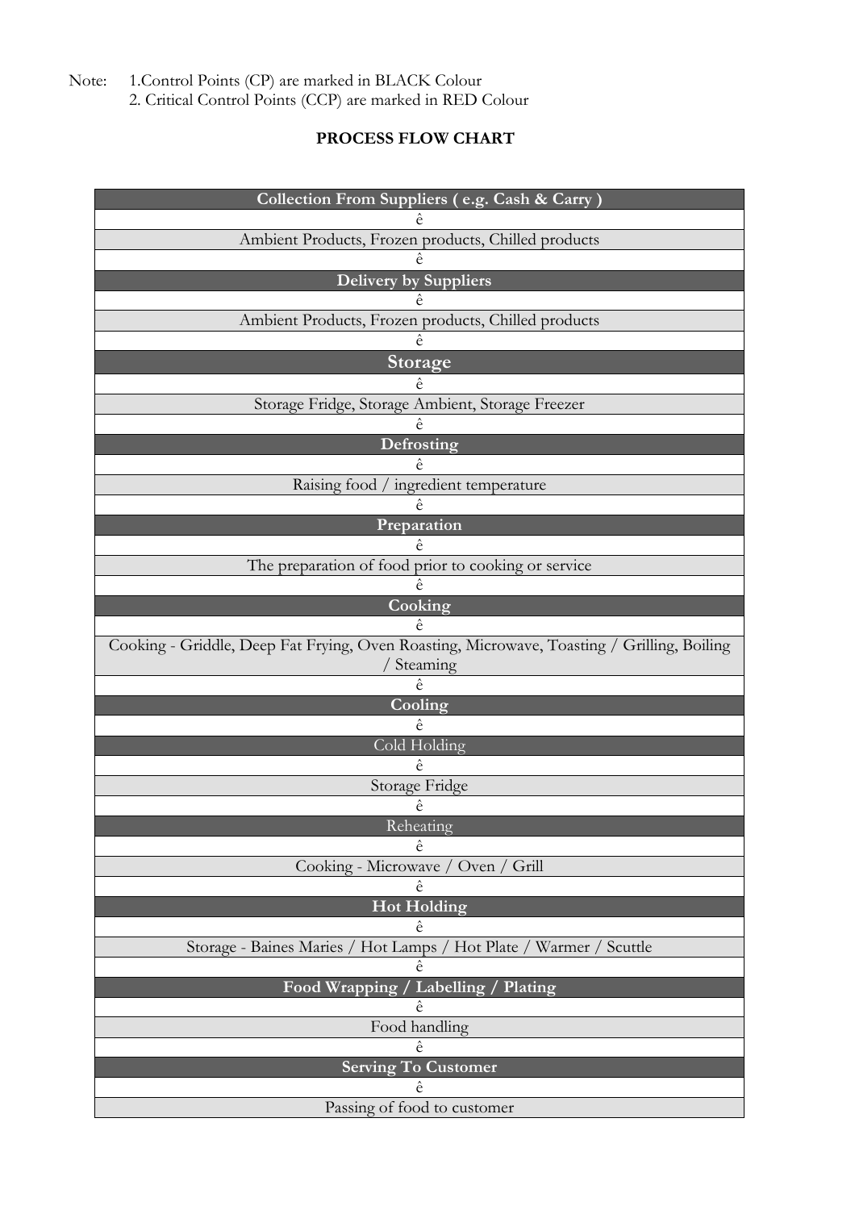Note: 1.Control Points (CP) are marked in BLACK Colour
2. Critical Control Points (CCP) are marked in RED Colour

**PROCESS FLOW CHART**

| **Collection From Suppliers ( e.g. Cash & Carry )** |
|---|
| ê |
| Ambient Products, Frozen products, Chilled products |
| ê |
| **Delivery by Suppliers** |
| ê |
| Ambient Products, Frozen products, Chilled products |
| ê |
| **Storage** |
| ê |
| Storage Fridge, Storage Ambient, Storage Freezer |
| ê |
| **Defrosting** |
| ê |
| Raising food / ingredient temperature |
| ê |
| **Preparation** |
| ê |
| The preparation of food prior to cooking or service |
| ê |
| **Cooking** |
| ê |
| Cooking - Griddle, Deep Fat Frying, Oven Roasting, Microwave, Toasting / Grilling, Boiling / Steaming |
| ê |
| **Cooling** |
| ê |
| Cold Holding |
| ê |
| Storage Fridge |
| ê |
| Reheating |
| ê |
| Cooking - Microwave / Oven / Grill |
| ê |
| **Hot Holding** |
| ê |
| Storage - Baines Maries / Hot Lamps / Hot Plate / Warmer / Scuttle |
| ê |
| **Food Wrapping / Labelling / Plating** |
| ê |
| Food handling |
| ê |
| **Serving To Customer** |
| ê |
| Passing of food to customer |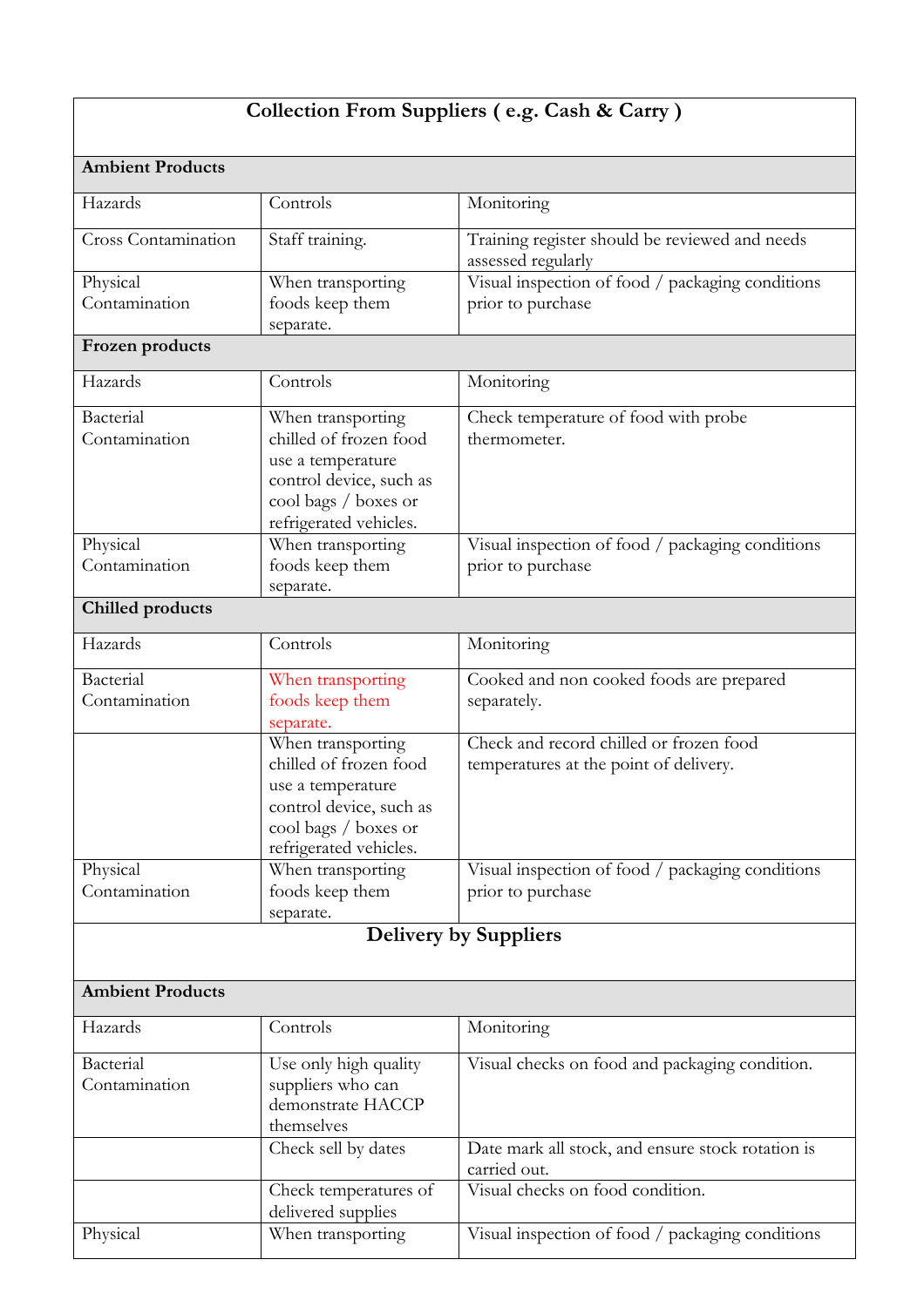| Collection From Suppliers ( e.g. Cash & Carry ) | | |
|---|---|---|
| **Ambient Products** | | |
| Hazards | Controls | Monitoring |
| Cross Contamination | Staff training. | Training register should be reviewed and needs assessed regularly |
| Physical Contamination | When transporting foods keep them separate. | Visual inspection of food / packaging conditions prior to purchase |
| **Frozen products** | | |
| Hazards | Controls | Monitoring |
| Bacterial Contamination | When transporting chilled of frozen food use a temperature control device, such as cool bags / boxes or refrigerated vehicles. | Check temperature of food with probe thermometer. |
| Physical Contamination | When transporting foods keep them separate. | Visual inspection of food / packaging conditions prior to purchase |
| **Chilled products** | | |
| Hazards | Controls | Monitoring |
| Bacterial Contamination | When transporting foods keep them separate. | Cooked and non cooked foods are prepared separately. |
| | When transporting chilled of frozen food use a temperature control device, such as cool bags / boxes or refrigerated vehicles. | Check and record chilled or frozen food temperatures at the point of delivery. |
| Physical Contamination | When transporting foods keep them separate. | Visual inspection of food / packaging conditions prior to purchase |
| **Delivery by Suppliers** | | |
| **Ambient Products** | | |
| Hazards | Controls | Monitoring |
| Bacterial Contamination | Use only high quality suppliers who can demonstrate HACCP themselves | Visual checks on food and packaging condition. |
| | Check sell by dates | Date mark all stock, and ensure stock rotation is carried out. |
| | Check temperatures of delivered supplies | Visual checks on food condition. |
| Physical | When transporting | Visual inspection of food / packaging conditions |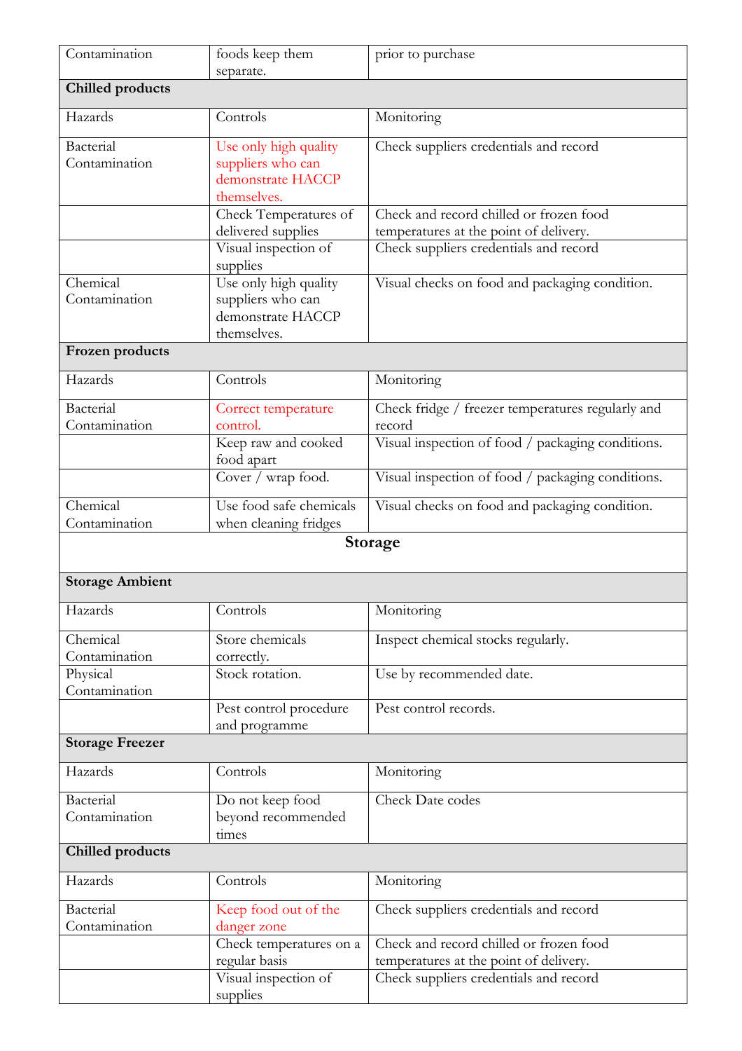| Contamination | foods keep them separate. | prior to purchase |
|---|---|---|
| **Chilled products** | | |
| Hazards | Controls | Monitoring |
| Bacterial Contamination | Use only high quality suppliers who can demonstrate HACCP themselves. | Check suppliers credentials and record |
| | Check Temperatures of delivered supplies | Check and record chilled or frozen food temperatures at the point of delivery. |
| | Visual inspection of supplies | Check suppliers credentials and record |
| Chemical Contamination | Use only high quality suppliers who can demonstrate HACCP themselves. | Visual checks on food and packaging condition. |
| **Frozen products** | | |
| Hazards | Controls | Monitoring |
| Bacterial Contamination | Correct temperature control. | Check fridge / freezer temperatures regularly and record |
| | Keep raw and cooked food apart | Visual inspection of food / packaging conditions. |
| | Cover / wrap food. | Visual inspection of food / packaging conditions. |
| Chemical Contamination | Use food safe chemicals when cleaning fridges | Visual checks on food and packaging condition. |
| **Storage** | | |
| **Storage Ambient** | | |
| Hazards | Controls | Monitoring |
| Chemical Contamination | Store chemicals correctly. | Inspect chemical stocks regularly. |
| Physical Contamination | Stock rotation. | Use by recommended date. |
| | Pest control procedure and programme | Pest control records. |
| **Storage Freezer** | | |
| Hazards | Controls | Monitoring |
| Bacterial Contamination | Do not keep food beyond recommended times | Check Date codes |
| **Chilled products** | | |
| Hazards | Controls | Monitoring |
| Bacterial Contamination | Keep food out of the danger zone | Check suppliers credentials and record |
| | Check temperatures on a regular basis | Check and record chilled or frozen food temperatures at the point of delivery. |
| | Visual inspection of supplies | Check suppliers credentials and record |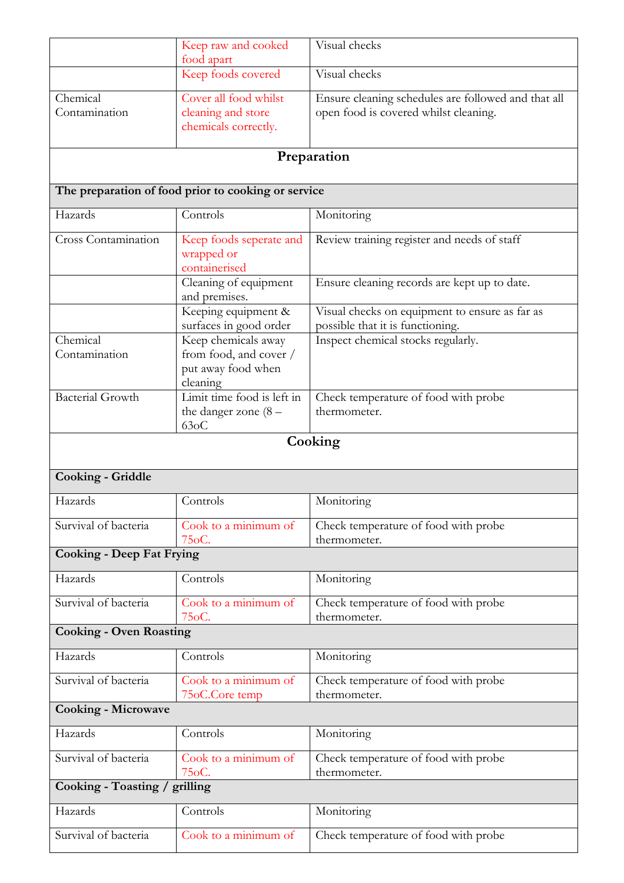| | | |
|---|---|---|
| | Keep raw and cooked food apart | Visual checks |
| | Keep foods covered | Visual checks |
| Chemical Contamination | Cover all food whilst cleaning and store chemicals correctly. | Ensure cleaning schedules are followed and that all open food is covered whilst cleaning. |
| **Preparation** | | |
| **The preparation of food prior to cooking or service** | | |
| Hazards | Controls | Monitoring |
| Cross Contamination | Keep foods seperate and wrapped or containerised | Review training register and needs of staff |
| | Cleaning of equipment and premises. | Ensure cleaning records are kept up to date. |
| | Keeping equipment & surfaces in good order | Visual checks on equipment to ensure as far as possible that it is functioning. |
| Chemical Contamination | Keep chemicals away from food, and cover / put away food when cleaning | Inspect chemical stocks regularly. |
| Bacterial Growth | Limit time food is left in the danger zone (8 – 63oC | Check temperature of food with probe thermometer. |
| **Cooking** | | |
| **Cooking - Griddle** | | |
| Hazards | Controls | Monitoring |
| Survival of bacteria | Cook to a minimum of 75oC. | Check temperature of food with probe thermometer. |
| **Cooking - Deep Fat Frying** | | |
| Hazards | Controls | Monitoring |
| Survival of bacteria | Cook to a minimum of 75oC. | Check temperature of food with probe thermometer. |
| **Cooking - Oven Roasting** | | |
| Hazards | Controls | Monitoring |
| Survival of bacteria | Cook to a minimum of 75oC.Core temp | Check temperature of food with probe thermometer. |
| **Cooking - Microwave** | | |
| Hazards | Controls | Monitoring |
| Survival of bacteria | Cook to a minimum of 75oC. | Check temperature of food with probe thermometer. |
| **Cooking - Toasting / grilling** | | |
| Hazards | Controls | Monitoring |
| Survival of bacteria | Cook to a minimum of | Check temperature of food with probe |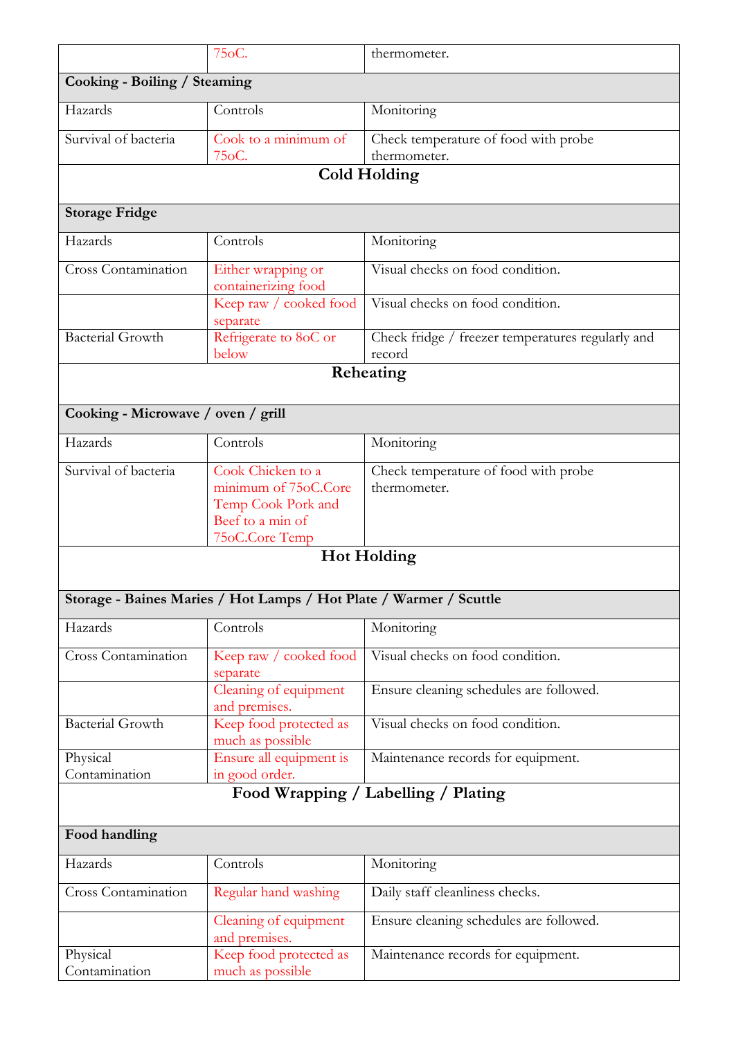| | | |
|---|---|---|
| | 75oC. | thermometer. |
| **Cooking - Boiling / Steaming** | | |
| Hazards | Controls | Monitoring |
| Survival of bacteria | Cook to a minimum of 75oC. | Check temperature of food with probe thermometer. |

## Cold Holding

| | | |
|---|---|---|
| **Storage Fridge** | | |
| Hazards | Controls | Monitoring |
| Cross Contamination | Either wrapping or containerizing food | Visual checks on food condition. |
| | Keep raw / cooked food separate | Visual checks on food condition. |
| Bacterial Growth | Refrigerate to 8oC or below | Check fridge / freezer temperatures regularly and record |

## Reheating

| | | |
|---|---|---|
| **Cooking - Microwave / oven / grill** | | |
| Hazards | Controls | Monitoring |
| Survival of bacteria | Cook Chicken to a minimum of 75oC.Core Temp Cook Pork and Beef to a min of 75oC.Core Temp | Check temperature of food with probe thermometer. |

## Hot Holding

| | | |
|---|---|---|
| **Storage - Baines Maries / Hot Lamps / Hot Plate / Warmer / Scuttle** | | |
| Hazards | Controls | Monitoring |
| Cross Contamination | Keep raw / cooked food separate | Visual checks on food condition. |
| | Cleaning of equipment and premises. | Ensure cleaning schedules are followed. |
| Bacterial Growth | Keep food protected as much as possible | Visual checks on food condition. |
| Physical Contamination | Ensure all equipment is in good order. | Maintenance records for equipment. |

## Food Wrapping / Labelling / Plating

| | | |
|---|---|---|
| **Food handling** | | |
| Hazards | Controls | Monitoring |
| Cross Contamination | Regular hand washing | Daily staff cleanliness checks. |
| | Cleaning of equipment and premises. | Ensure cleaning schedules are followed. |
| Physical Contamination | Keep food protected as much as possible | Maintenance records for equipment. |